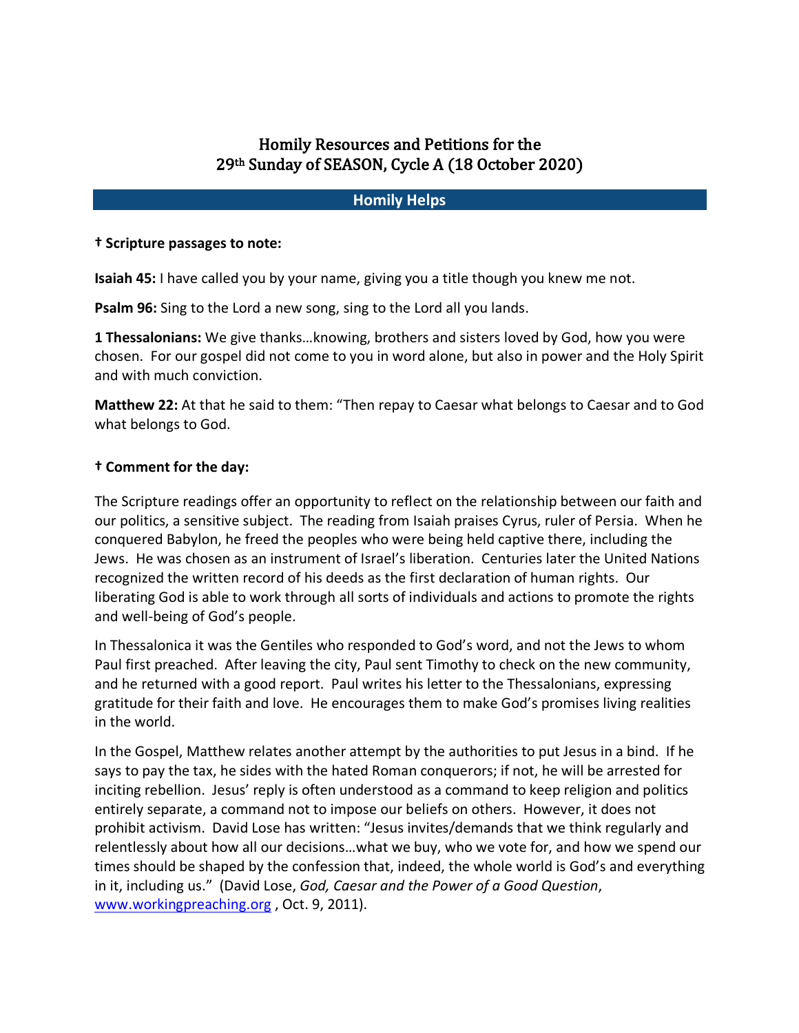# Homily Resources and Petitions for the 29th Sunday of SEASON, Cycle A (18 October 2020)

## Homily Helps

**† Scripture passages to note:**

**Isaiah 45:** I have called you by your name, giving you a title though you knew me not.

**Psalm 96:** Sing to the Lord a new song, sing to the Lord all you lands.

**1 Thessalonians:** We give thanks…knowing, brothers and sisters loved by God, how you were chosen. For our gospel did not come to you in word alone, but also in power and the Holy Spirit and with much conviction.

**Matthew 22:** At that he said to them: "Then repay to Caesar what belongs to Caesar and to God what belongs to God.

**† Comment for the day:**

The Scripture readings offer an opportunity to reflect on the relationship between our faith and our politics, a sensitive subject. The reading from Isaiah praises Cyrus, ruler of Persia. When he conquered Babylon, he freed the peoples who were being held captive there, including the Jews. He was chosen as an instrument of Israel's liberation. Centuries later the United Nations recognized the written record of his deeds as the first declaration of human rights. Our liberating God is able to work through all sorts of individuals and actions to promote the rights and well-being of God's people.

In Thessalonica it was the Gentiles who responded to God's word, and not the Jews to whom Paul first preached. After leaving the city, Paul sent Timothy to check on the new community, and he returned with a good report. Paul writes his letter to the Thessalonians, expressing gratitude for their faith and love. He encourages them to make God's promises living realities in the world.

In the Gospel, Matthew relates another attempt by the authorities to put Jesus in a bind. If he says to pay the tax, he sides with the hated Roman conquerors; if not, he will be arrested for inciting rebellion. Jesus' reply is often understood as a command to keep religion and politics entirely separate, a command not to impose our beliefs on others. However, it does not prohibit activism. David Lose has written: "Jesus invites/demands that we think regularly and relentlessly about how all our decisions…what we buy, who we vote for, and how we spend our times should be shaped by the confession that, indeed, the whole world is God's and everything in it, including us." (David Lose, *God, Caesar and the Power of a Good Question*, [www.workingpreaching.org](http://www.workingpreaching.org) , Oct. 9, 2011).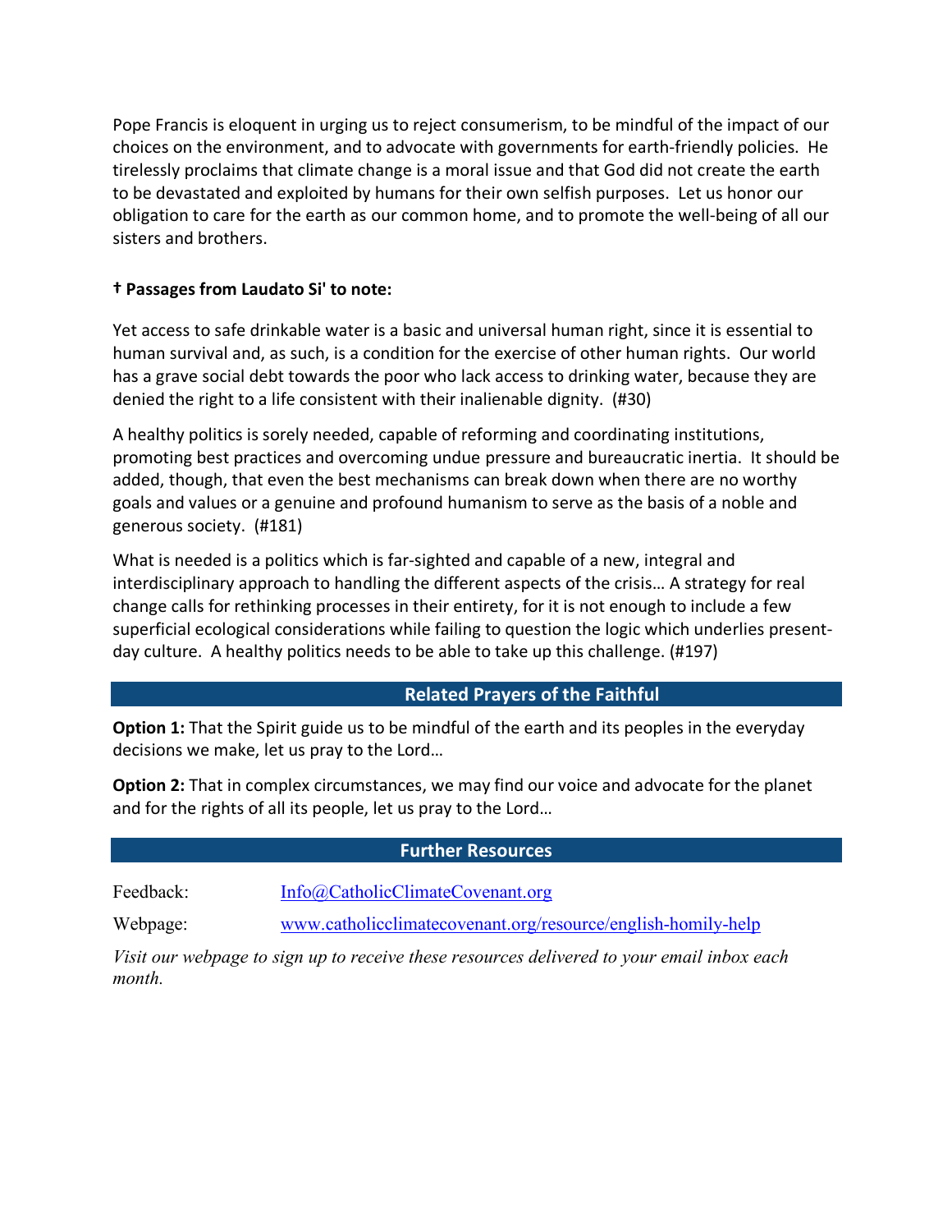Pope Francis is eloquent in urging us to reject consumerism, to be mindful of the impact of our choices on the environment, and to advocate with governments for earth-friendly policies. He tirelessly proclaims that climate change is a moral issue and that God did not create the earth to be devastated and exploited by humans for their own selfish purposes. Let us honor our obligation to care for the earth as our common home, and to promote the well-being of all our sisters and brothers.

**† Passages from Laudato Si' to note:**

Yet access to safe drinkable water is a basic and universal human right, since it is essential to human survival and, as such, is a condition for the exercise of other human rights. Our world has a grave social debt towards the poor who lack access to drinking water, because they are denied the right to a life consistent with their inalienable dignity. (#30)

A healthy politics is sorely needed, capable of reforming and coordinating institutions, promoting best practices and overcoming undue pressure and bureaucratic inertia. It should be added, though, that even the best mechanisms can break down when there are no worthy goals and values or a genuine and profound humanism to serve as the basis of a noble and generous society. (#181)

What is needed is a politics which is far-sighted and capable of a new, integral and interdisciplinary approach to handling the different aspects of the crisis… A strategy for real change calls for rethinking processes in their entirety, for it is not enough to include a few superficial ecological considerations while failing to question the logic which underlies present-day culture. A healthy politics needs to be able to take up this challenge. (#197)

## Related Prayers of the Faithful

**Option 1:** That the Spirit guide us to be mindful of the earth and its peoples in the everyday decisions we make, let us pray to the Lord…

**Option 2:** That in complex circumstances, we may find our voice and advocate for the planet and for the rights of all its people, let us pray to the Lord…

## Further Resources

Feedback: Info@CatholicClimateCovenant.org

Webpage: www.catholicclimatecovenant.org/resource/english-homily-help

*Visit our webpage to sign up to receive these resources delivered to your email inbox each month.*